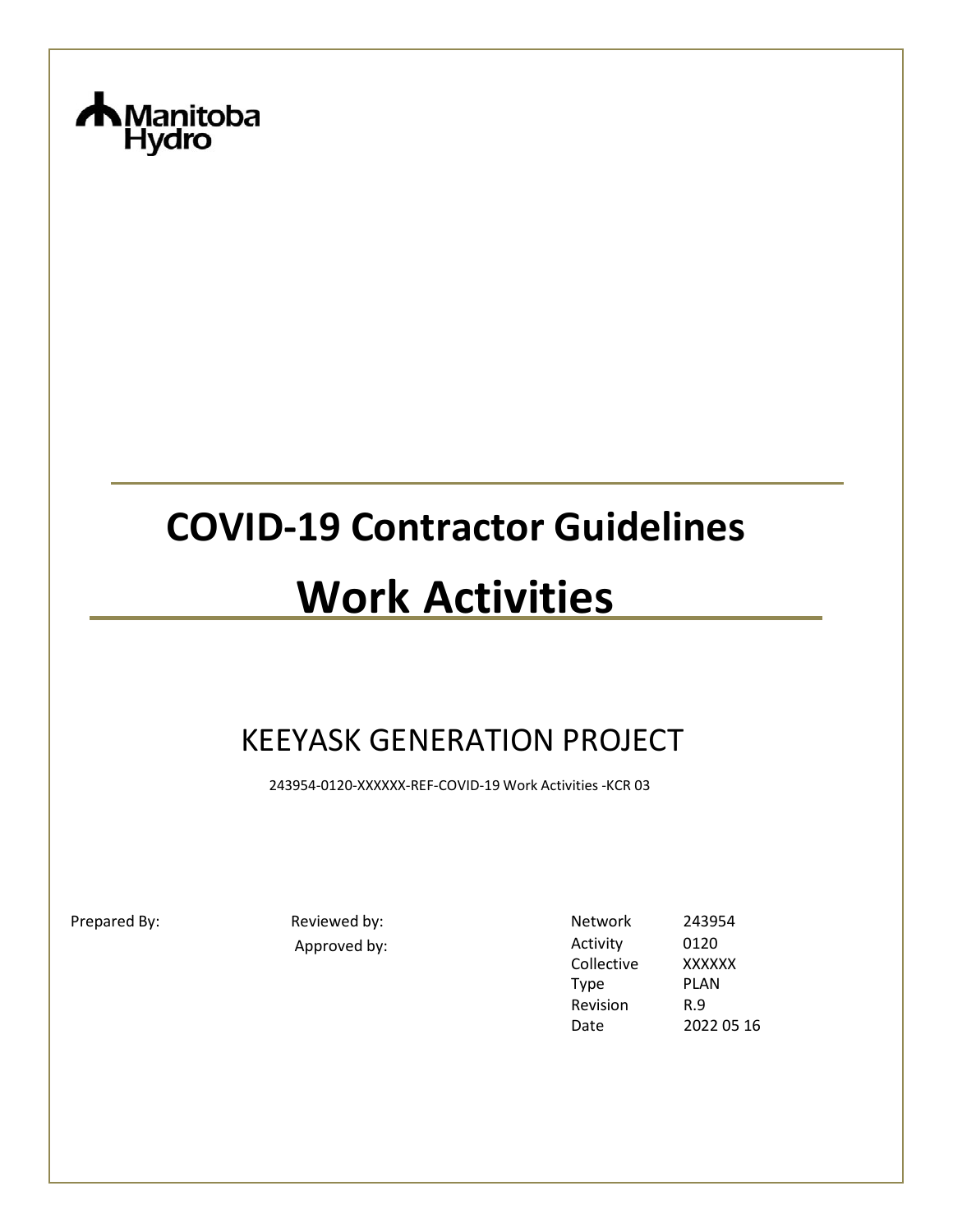Manitoba Hydro

# COVID-19 Contractor Guidelines

# Work Activities

## KEEYASK GENERATION PROJECT

243954-0120-XXXXXX-REF-COVID-19 Work Activities -KCR 03

Prepared By:

Reviewed by:

Approved by:

| | |
|---|---|
| Network | 243954 |
| Activity | 0120 |
| Collective | XXXXXX |
| Type | PLAN |
| Revision | R.9 |
| Date | 2022 05 16 |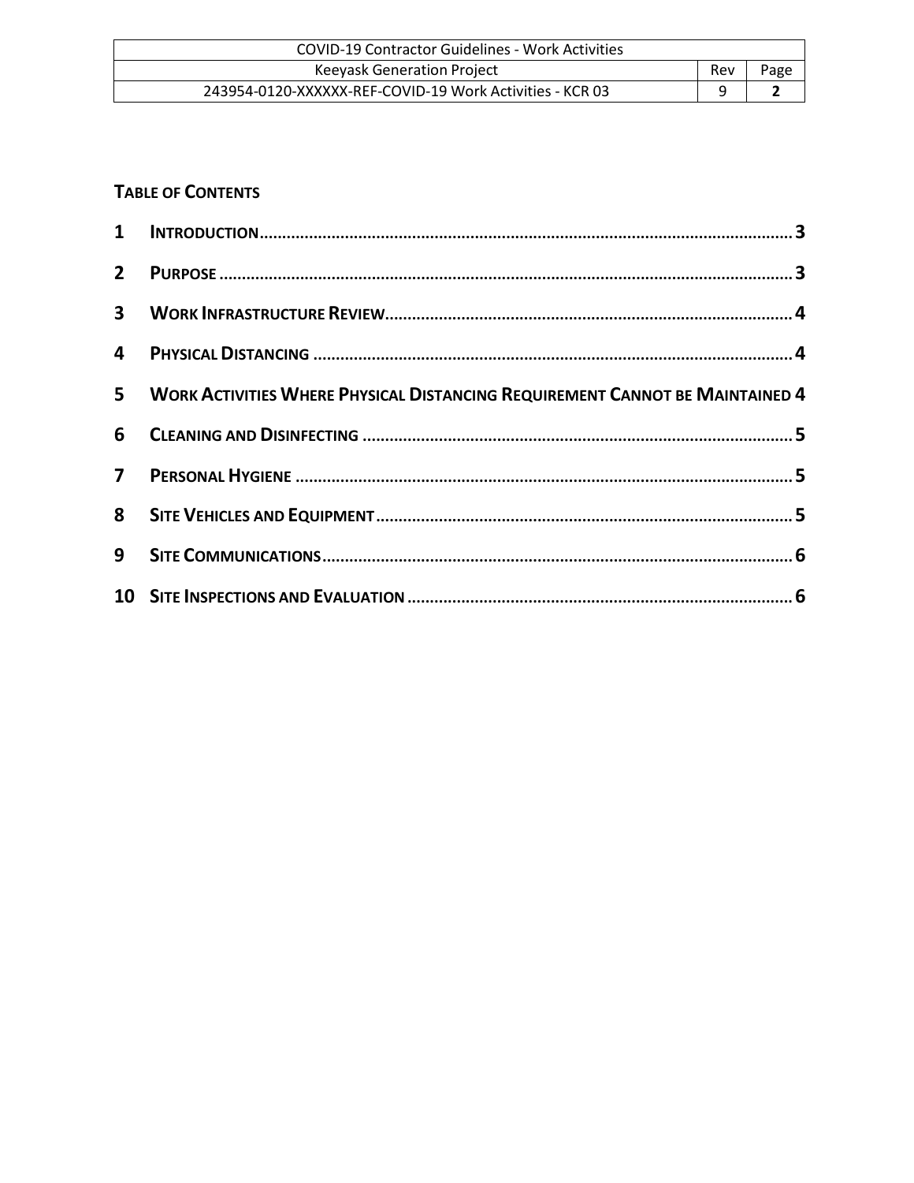## TABLE OF CONTENTS

| | | |
|---|---|---|
| **1** | **INTRODUCTION** | **3** |
| **2** | **PURPOSE** | **3** |
| **3** | **WORK INFRASTRUCTURE REVIEW** | **4** |
| **4** | **PHYSICAL DISTANCING** | **4** |
| **5** | **WORK ACTIVITIES WHERE PHYSICAL DISTANCING REQUIREMENT CANNOT BE MAINTAINED** | **4** |
| **6** | **CLEANING AND DISINFECTING** | **5** |
| **7** | **PERSONAL HYGIENE** | **5** |
| **8** | **SITE VEHICLES AND EQUIPMENT** | **5** |
| **9** | **SITE COMMUNICATIONS** | **6** |
| **10** | **SITE INSPECTIONS AND EVALUATION** | **6** |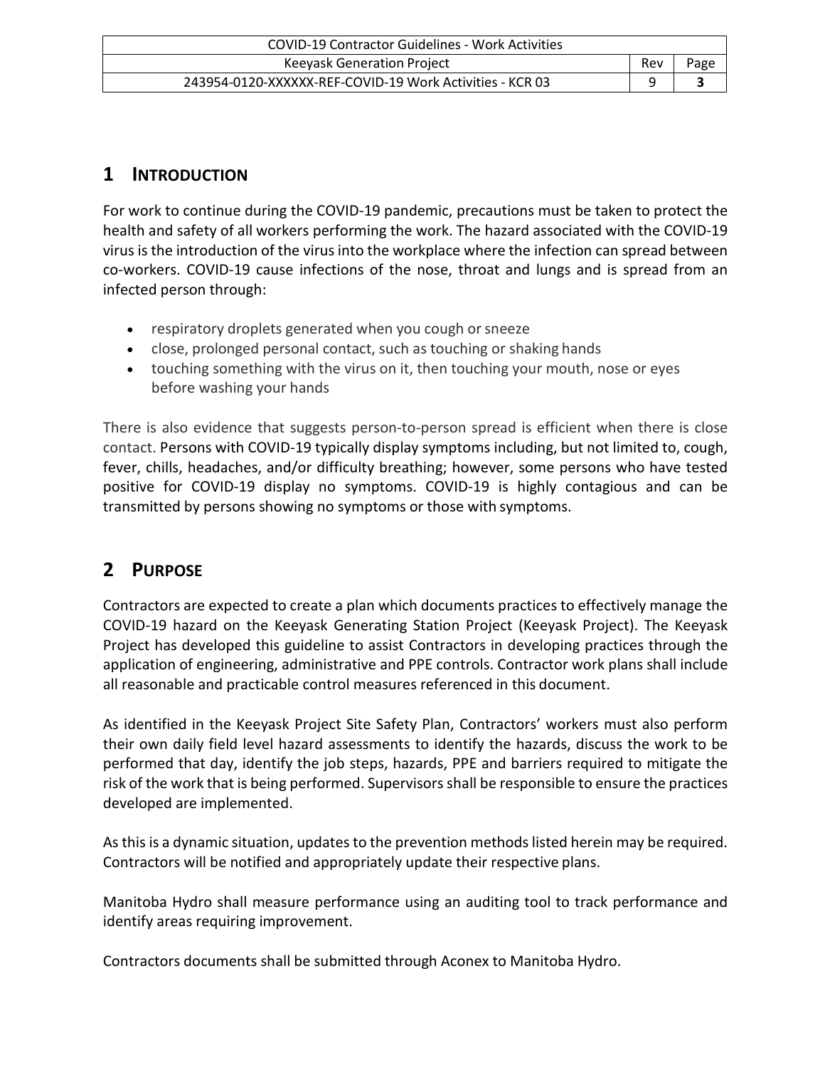## 1 INTRODUCTION

For work to continue during the COVID-19 pandemic, precautions must be taken to protect the health and safety of all workers performing the work. The hazard associated with the COVID-19 virus is the introduction of the virus into the workplace where the infection can spread between co-workers. COVID-19 cause infections of the nose, throat and lungs and is spread from an infected person through:

- respiratory droplets generated when you cough or sneeze
- close, prolonged personal contact, such as touching or shaking hands
- touching something with the virus on it, then touching your mouth, nose or eyes before washing your hands

There is also evidence that suggests person-to-person spread is efficient when there is close contact. Persons with COVID-19 typically display symptoms including, but not limited to, cough, fever, chills, headaches, and/or difficulty breathing; however, some persons who have tested positive for COVID-19 display no symptoms. COVID-19 is highly contagious and can be transmitted by persons showing no symptoms or those with symptoms.

## 2 PURPOSE

Contractors are expected to create a plan which documents practices to effectively manage the COVID-19 hazard on the Keeyask Generating Station Project (Keeyask Project). The Keeyask Project has developed this guideline to assist Contractors in developing practices through the application of engineering, administrative and PPE controls. Contractor work plans shall include all reasonable and practicable control measures referenced in this document.

As identified in the Keeyask Project Site Safety Plan, Contractors' workers must also perform their own daily field level hazard assessments to identify the hazards, discuss the work to be performed that day, identify the job steps, hazards, PPE and barriers required to mitigate the risk of the work that is being performed. Supervisors shall be responsible to ensure the practices developed are implemented.

As this is a dynamic situation, updates to the prevention methods listed herein may be required. Contractors will be notified and appropriately update their respective plans.

Manitoba Hydro shall measure performance using an auditing tool to track performance and identify areas requiring improvement.

Contractors documents shall be submitted through Aconex to Manitoba Hydro.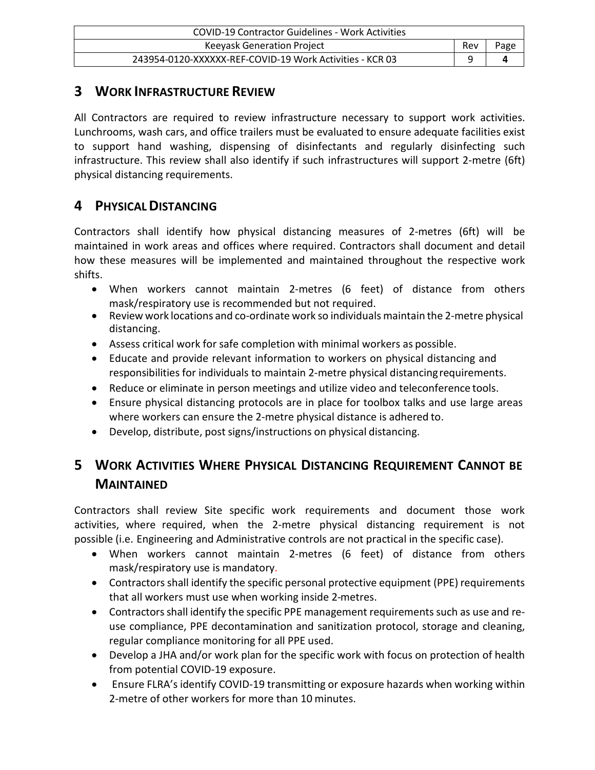## 3 WORK INFRASTRUCTURE REVIEW

All Contractors are required to review infrastructure necessary to support work activities. Lunchrooms, wash cars, and office trailers must be evaluated to ensure adequate facilities exist to support hand washing, dispensing of disinfectants and regularly disinfecting such infrastructure. This review shall also identify if such infrastructures will support 2-metre (6ft) physical distancing requirements.

## 4 PHYSICAL DISTANCING

Contractors shall identify how physical distancing measures of 2-metres (6ft) will be maintained in work areas and offices where required. Contractors shall document and detail how these measures will be implemented and maintained throughout the respective work shifts.

- When workers cannot maintain 2-metres (6 feet) of distance from others mask/respiratory use is recommended but not required.
- Review work locations and co-ordinate work so individuals maintain the 2-metre physical distancing.
- Assess critical work for safe completion with minimal workers as possible.
- Educate and provide relevant information to workers on physical distancing and responsibilities for individuals to maintain 2-metre physical distancing requirements.
- Reduce or eliminate in person meetings and utilize video and teleconference tools.
- Ensure physical distancing protocols are in place for toolbox talks and use large areas where workers can ensure the 2-metre physical distance is adhered to.
- Develop, distribute, post signs/instructions on physical distancing.

## 5 WORK ACTIVITIES WHERE PHYSICAL DISTANCING REQUIREMENT CANNOT BE MAINTAINED

Contractors shall review Site specific work requirements and document those work activities, where required, when the 2-metre physical distancing requirement is not possible (i.e. Engineering and Administrative controls are not practical in the specific case).

- When workers cannot maintain 2-metres (6 feet) of distance from others mask/respiratory use is mandatory.
- Contractors shall identify the specific personal protective equipment (PPE) requirements that all workers must use when working inside 2-metres.
- Contractors shall identify the specific PPE management requirements such as use and re-use compliance, PPE decontamination and sanitization protocol, storage and cleaning, regular compliance monitoring for all PPE used.
- Develop a JHA and/or work plan for the specific work with focus on protection of health from potential COVID-19 exposure.
- Ensure FLRA's identify COVID-19 transmitting or exposure hazards when working within 2-metre of other workers for more than 10 minutes.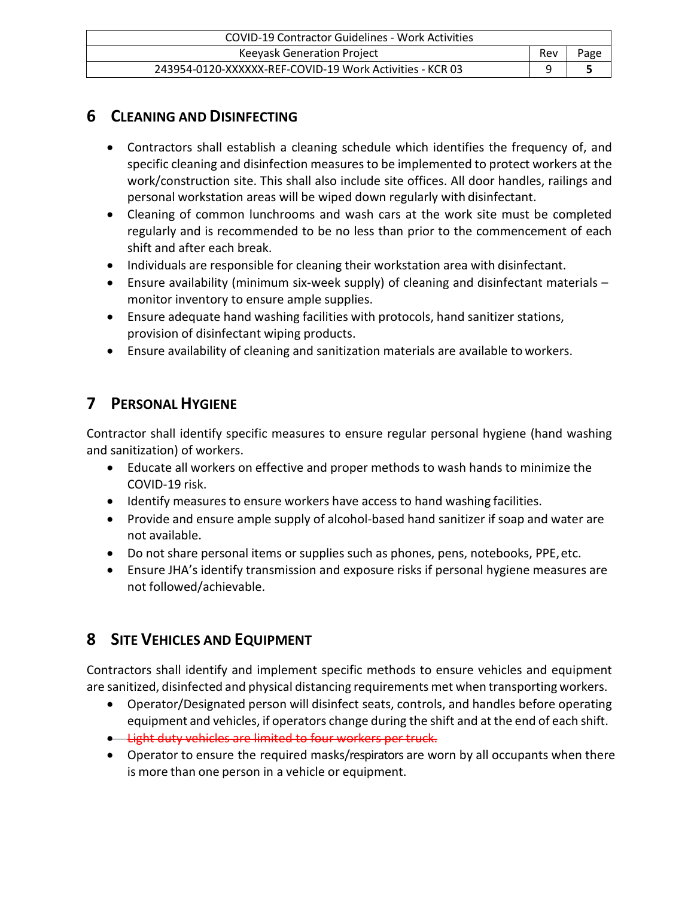## 6 Cleaning and Disinfecting

- Contractors shall establish a cleaning schedule which identifies the frequency of, and specific cleaning and disinfection measures to be implemented to protect workers at the work/construction site. This shall also include site offices. All door handles, railings and personal workstation areas will be wiped down regularly with disinfectant.
- Cleaning of common lunchrooms and wash cars at the work site must be completed regularly and is recommended to be no less than prior to the commencement of each shift and after each break.
- Individuals are responsible for cleaning their workstation area with disinfectant.
- Ensure availability (minimum six-week supply) of cleaning and disinfectant materials – monitor inventory to ensure ample supplies.
- Ensure adequate hand washing facilities with protocols, hand sanitizer stations, provision of disinfectant wiping products.
- Ensure availability of cleaning and sanitization materials are available to workers.

## 7 Personal Hygiene

Contractor shall identify specific measures to ensure regular personal hygiene (hand washing and sanitization) of workers.

- Educate all workers on effective and proper methods to wash hands to minimize the COVID-19 risk.
- Identify measures to ensure workers have access to hand washing facilities.
- Provide and ensure ample supply of alcohol-based hand sanitizer if soap and water are not available.
- Do not share personal items or supplies such as phones, pens, notebooks, PPE, etc.
- Ensure JHA's identify transmission and exposure risks if personal hygiene measures are not followed/achievable.

## 8 Site Vehicles and Equipment

Contractors shall identify and implement specific methods to ensure vehicles and equipment are sanitized, disinfected and physical distancing requirements met when transporting workers.

- Operator/Designated person will disinfect seats, controls, and handles before operating equipment and vehicles, if operators change during the shift and at the end of each shift.
- ~~Light duty vehicles are limited to four workers per truck.~~
- Operator to ensure the required masks/respirators are worn by all occupants when there is more than one person in a vehicle or equipment.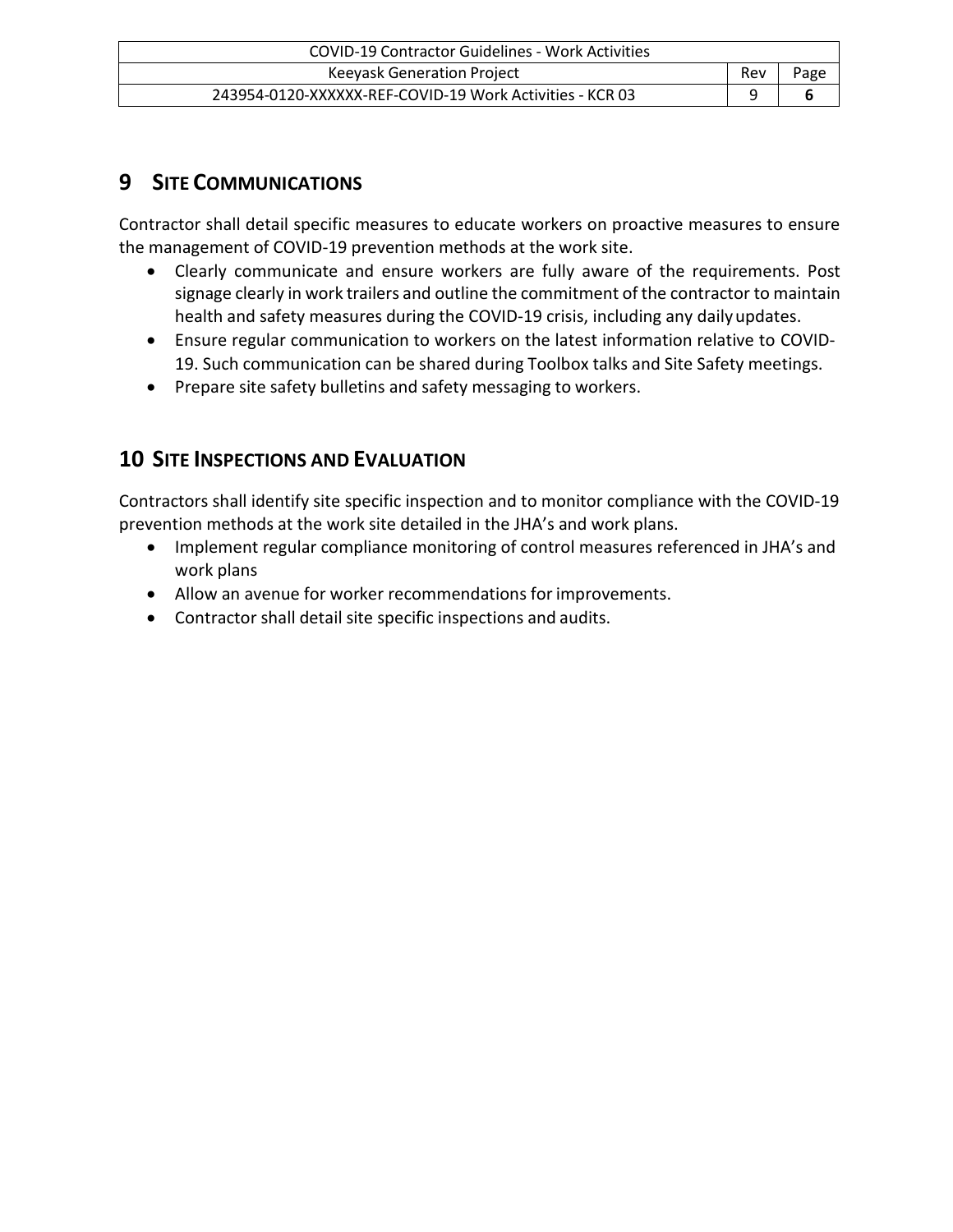## 9 SITE COMMUNICATIONS

Contractor shall detail specific measures to educate workers on proactive measures to ensure the management of COVID-19 prevention methods at the work site.

- Clearly communicate and ensure workers are fully aware of the requirements. Post signage clearly in work trailers and outline the commitment of the contractor to maintain health and safety measures during the COVID-19 crisis, including any daily updates.
- Ensure regular communication to workers on the latest information relative to COVID-19. Such communication can be shared during Toolbox talks and Site Safety meetings.
- Prepare site safety bulletins and safety messaging to workers.

## 10 SITE INSPECTIONS AND EVALUATION

Contractors shall identify site specific inspection and to monitor compliance with the COVID-19 prevention methods at the work site detailed in the JHA's and work plans.

- Implement regular compliance monitoring of control measures referenced in JHA's and work plans
- Allow an avenue for worker recommendations for improvements.
- Contractor shall detail site specific inspections and audits.